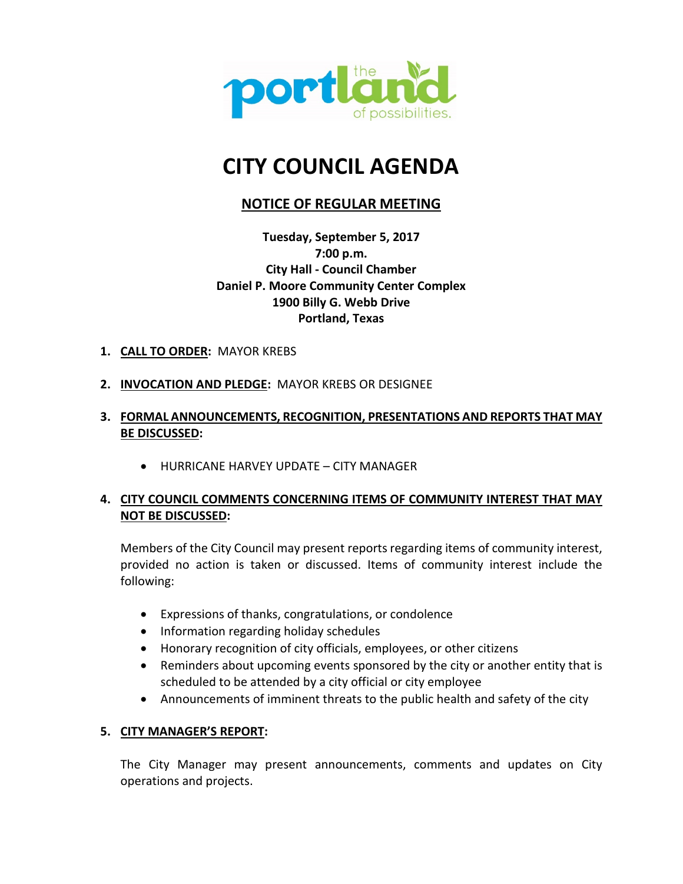# CITY COUNCIL AGENDA

## NOTICE OF REGULAR MEETING

**Tuesday, September 5, 2017**
**7:00 p.m.**
**City Hall - Council Chamber**
**Daniel P. Moore Community Center Complex**
**1900 Billy G. Webb Drive**
**Portland, Texas**

1. **CALL TO ORDER:** MAYOR KREBS

2. **INVOCATION AND PLEDGE:** MAYOR KREBS OR DESIGNEE

3. **FORMAL ANNOUNCEMENTS, RECOGNITION, PRESENTATIONS AND REPORTS THAT MAY BE DISCUSSED:**

   - HURRICANE HARVEY UPDATE – CITY MANAGER

4. **CITY COUNCIL COMMENTS CONCERNING ITEMS OF COMMUNITY INTEREST THAT MAY NOT BE DISCUSSED:**

   Members of the City Council may present reports regarding items of community interest, provided no action is taken or discussed. Items of community interest include the following:

   - Expressions of thanks, congratulations, or condolence
   - Information regarding holiday schedules
   - Honorary recognition of city officials, employees, or other citizens
   - Reminders about upcoming events sponsored by the city or another entity that is scheduled to be attended by a city official or city employee
   - Announcements of imminent threats to the public health and safety of the city

5. **CITY MANAGER'S REPORT:**

   The City Manager may present announcements, comments and updates on City operations and projects.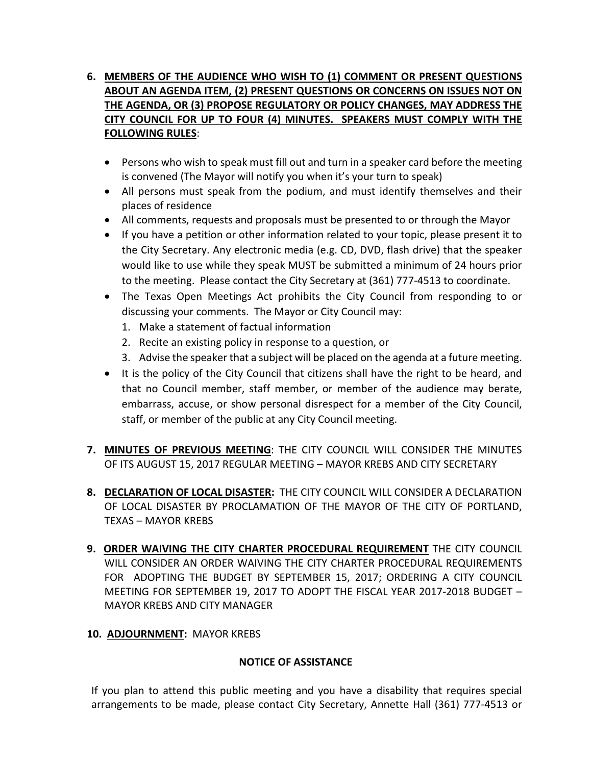6. **<u>MEMBERS OF THE AUDIENCE WHO WISH TO (1) COMMENT OR PRESENT QUESTIONS ABOUT AN AGENDA ITEM, (2) PRESENT QUESTIONS OR CONCERNS ON ISSUES NOT ON THE AGENDA, OR (3) PROPOSE REGULATORY OR POLICY CHANGES, MAY ADDRESS THE CITY COUNCIL FOR UP TO FOUR (4) MINUTES. SPEAKERS MUST COMPLY WITH THE FOLLOWING RULES</u>**:

   - Persons who wish to speak must fill out and turn in a speaker card before the meeting is convened (The Mayor will notify you when it's your turn to speak)
   - All persons must speak from the podium, and must identify themselves and their places of residence
   - All comments, requests and proposals must be presented to or through the Mayor
   - If you have a petition or other information related to your topic, please present it to the City Secretary. Any electronic media (e.g. CD, DVD, flash drive) that the speaker would like to use while they speak MUST be submitted a minimum of 24 hours prior to the meeting. Please contact the City Secretary at (361) 777-4513 to coordinate.
   - The Texas Open Meetings Act prohibits the City Council from responding to or discussing your comments. The Mayor or City Council may:
     1. Make a statement of factual information
     2. Recite an existing policy in response to a question, or
     3. Advise the speaker that a subject will be placed on the agenda at a future meeting.
   - It is the policy of the City Council that citizens shall have the right to be heard, and that no Council member, staff member, or member of the audience may berate, embarrass, accuse, or show personal disrespect for a member of the City Council, staff, or member of the public at any City Council meeting.

7. **<u>MINUTES OF PREVIOUS MEETING</u>**: THE CITY COUNCIL WILL CONSIDER THE MINUTES OF ITS AUGUST 15, 2017 REGULAR MEETING – MAYOR KREBS AND CITY SECRETARY

8. **<u>DECLARATION OF LOCAL DISASTER</u>:** THE CITY COUNCIL WILL CONSIDER A DECLARATION OF LOCAL DISASTER BY PROCLAMATION OF THE MAYOR OF THE CITY OF PORTLAND, TEXAS – MAYOR KREBS

9. **<u>ORDER WAIVING THE CITY CHARTER PROCEDURAL REQUIREMENT</u>** THE CITY COUNCIL WILL CONSIDER AN ORDER WAIVING THE CITY CHARTER PROCEDURAL REQUIREMENTS FOR ADOPTING THE BUDGET BY SEPTEMBER 15, 2017; ORDERING A CITY COUNCIL MEETING FOR SEPTEMBER 19, 2017 TO ADOPT THE FISCAL YEAR 2017-2018 BUDGET – MAYOR KREBS AND CITY MANAGER

10. **<u>ADJOURNMENT</u>:** MAYOR KREBS

**NOTICE OF ASSISTANCE**

If you plan to attend this public meeting and you have a disability that requires special arrangements to be made, please contact City Secretary, Annette Hall (361) 777-4513 or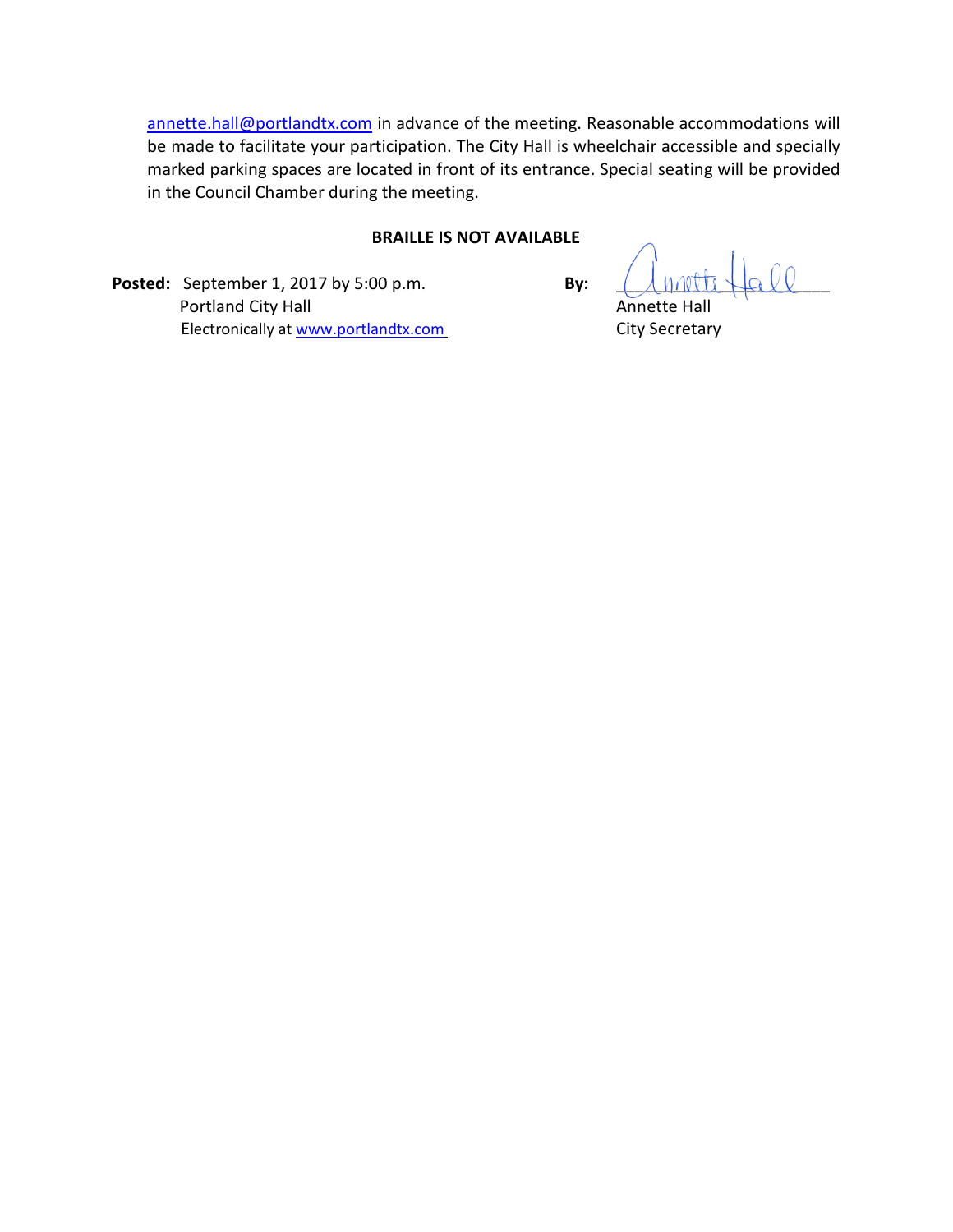annette.hall@portlandtx.com in advance of the meeting. Reasonable accommodations will be made to facilitate your participation. The City Hall is wheelchair accessible and specially marked parking spaces are located in front of its entrance. Special seating will be provided in the Council Chamber during the meeting.

**BRAILLE IS NOT AVAILABLE**

**Posted:** September 1, 2017 by 5:00 p.m.
Portland City Hall
Electronically at www.portlandtx.com

**By:** Annette Hall
Annette Hall
City Secretary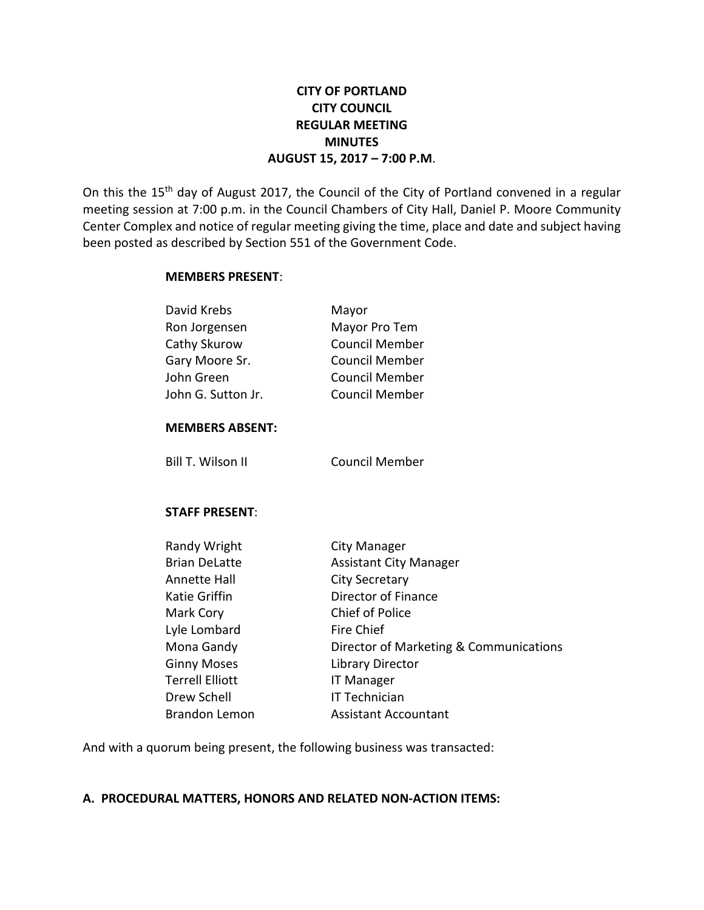# CITY OF PORTLAND
## CITY COUNCIL
## REGULAR MEETING
## MINUTES
## AUGUST 15, 2017 – 7:00 P.M.

On this the 15th day of August 2017, the Council of the City of Portland convened in a regular meeting session at 7:00 p.m. in the Council Chambers of City Hall, Daniel P. Moore Community Center Complex and notice of regular meeting giving the time, place and date and subject having been posted as described by Section 551 of the Government Code.

**MEMBERS PRESENT**:

| | |
|---|---|
| David Krebs | Mayor |
| Ron Jorgensen | Mayor Pro Tem |
| Cathy Skurow | Council Member |
| Gary Moore Sr. | Council Member |
| John Green | Council Member |
| John G. Sutton Jr. | Council Member |

**MEMBERS ABSENT:**

| | |
|---|---|
| Bill T. Wilson II | Council Member |

**STAFF PRESENT**:

| | |
|---|---|
| Randy Wright | City Manager |
| Brian DeLatte | Assistant City Manager |
| Annette Hall | City Secretary |
| Katie Griffin | Director of Finance |
| Mark Cory | Chief of Police |
| Lyle Lombard | Fire Chief |
| Mona Gandy | Director of Marketing & Communications |
| Ginny Moses | Library Director |
| Terrell Elliott | IT Manager |
| Drew Schell | IT Technician |
| Brandon Lemon | Assistant Accountant |

And with a quorum being present, the following business was transacted:

**A. PROCEDURAL MATTERS, HONORS AND RELATED NON-ACTION ITEMS:**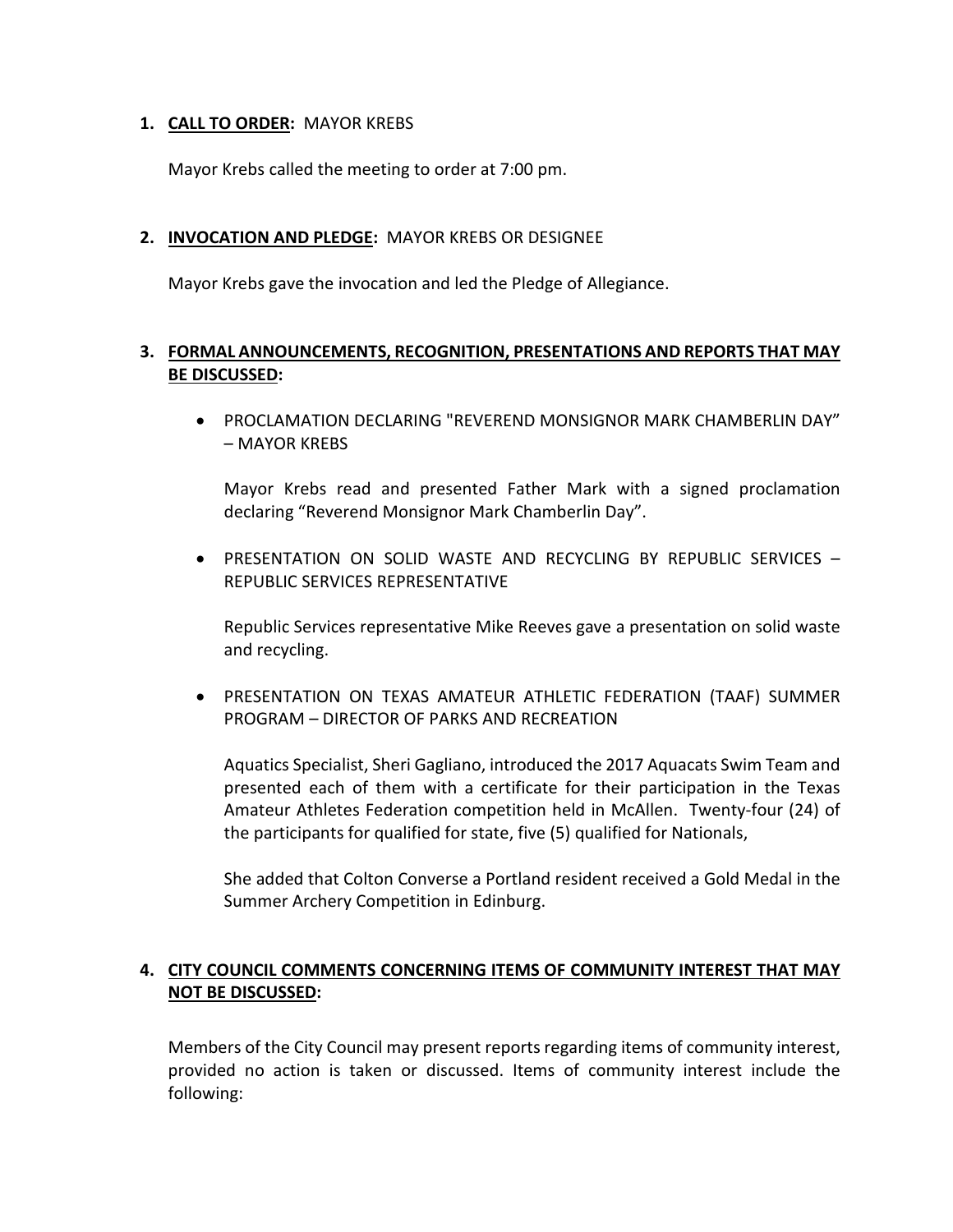1. **CALL TO ORDER:** MAYOR KREBS

   Mayor Krebs called the meeting to order at 7:00 pm.

2. **INVOCATION AND PLEDGE:** MAYOR KREBS OR DESIGNEE

   Mayor Krebs gave the invocation and led the Pledge of Allegiance.

3. **FORMAL ANNOUNCEMENTS, RECOGNITION, PRESENTATIONS AND REPORTS THAT MAY BE DISCUSSED:**

   - PROCLAMATION DECLARING "REVEREND MONSIGNOR MARK CHAMBERLIN DAY" – MAYOR KREBS

     Mayor Krebs read and presented Father Mark with a signed proclamation declaring "Reverend Monsignor Mark Chamberlin Day".

   - PRESENTATION ON SOLID WASTE AND RECYCLING BY REPUBLIC SERVICES – REPUBLIC SERVICES REPRESENTATIVE

     Republic Services representative Mike Reeves gave a presentation on solid waste and recycling.

   - PRESENTATION ON TEXAS AMATEUR ATHLETIC FEDERATION (TAAF) SUMMER PROGRAM – DIRECTOR OF PARKS AND RECREATION

     Aquatics Specialist, Sheri Gagliano, introduced the 2017 Aquacats Swim Team and presented each of them with a certificate for their participation in the Texas Amateur Athletes Federation competition held in McAllen. Twenty-four (24) of the participants for qualified for state, five (5) qualified for Nationals,

     She added that Colton Converse a Portland resident received a Gold Medal in the Summer Archery Competition in Edinburg.

4. **CITY COUNCIL COMMENTS CONCERNING ITEMS OF COMMUNITY INTEREST THAT MAY NOT BE DISCUSSED:**

   Members of the City Council may present reports regarding items of community interest, provided no action is taken or discussed. Items of community interest include the following: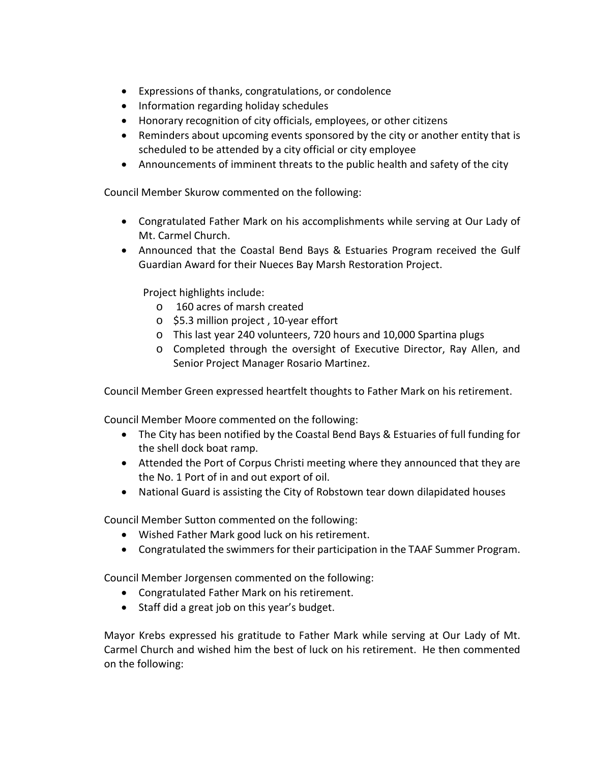- Expressions of thanks, congratulations, or condolence
- Information regarding holiday schedules
- Honorary recognition of city officials, employees, or other citizens
- Reminders about upcoming events sponsored by the city or another entity that is scheduled to be attended by a city official or city employee
- Announcements of imminent threats to the public health and safety of the city

Council Member Skurow commented on the following:

- Congratulated Father Mark on his accomplishments while serving at Our Lady of Mt. Carmel Church.
- Announced that the Coastal Bend Bays & Estuaries Program received the Gulf Guardian Award for their Nueces Bay Marsh Restoration Project.

  Project highlights include:
  - 160 acres of marsh created
  - $5.3 million project , 10-year effort
  - This last year 240 volunteers, 720 hours and 10,000 Spartina plugs
  - Completed through the oversight of Executive Director, Ray Allen, and Senior Project Manager Rosario Martinez.

Council Member Green expressed heartfelt thoughts to Father Mark on his retirement.

Council Member Moore commented on the following:

- The City has been notified by the Coastal Bend Bays & Estuaries of full funding for the shell dock boat ramp.
- Attended the Port of Corpus Christi meeting where they announced that they are the No. 1 Port of in and out export of oil.
- National Guard is assisting the City of Robstown tear down dilapidated houses

Council Member Sutton commented on the following:

- Wished Father Mark good luck on his retirement.
- Congratulated the swimmers for their participation in the TAAF Summer Program.

Council Member Jorgensen commented on the following:

- Congratulated Father Mark on his retirement.
- Staff did a great job on this year's budget.

Mayor Krebs expressed his gratitude to Father Mark while serving at Our Lady of Mt. Carmel Church and wished him the best of luck on his retirement. He then commented on the following: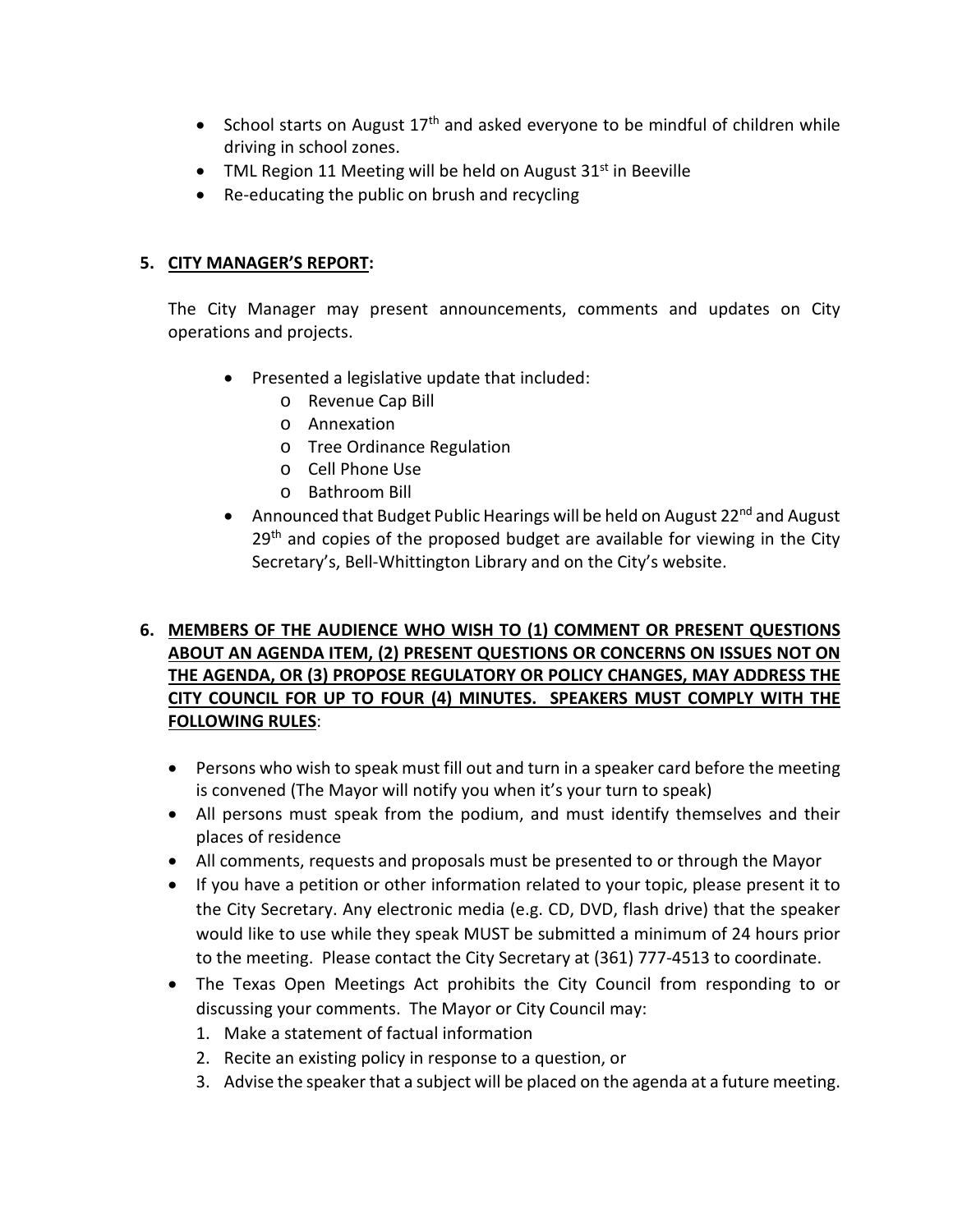- School starts on August 17th and asked everyone to be mindful of children while driving in school zones.
- TML Region 11 Meeting will be held on August 31st in Beeville
- Re-educating the public on brush and recycling

**5. <u>CITY MANAGER'S REPORT</u>:**

The City Manager may present announcements, comments and updates on City operations and projects.

- Presented a legislative update that included:
  - Revenue Cap Bill
  - Annexation
  - Tree Ordinance Regulation
  - Cell Phone Use
  - Bathroom Bill
- Announced that Budget Public Hearings will be held on August 22nd and August 29th and copies of the proposed budget are available for viewing in the City Secretary's, Bell-Whittington Library and on the City's website.

**6. <u>MEMBERS OF THE AUDIENCE WHO WISH TO (1) COMMENT OR PRESENT QUESTIONS ABOUT AN AGENDA ITEM, (2) PRESENT QUESTIONS OR CONCERNS ON ISSUES NOT ON THE AGENDA, OR (3) PROPOSE REGULATORY OR POLICY CHANGES, MAY ADDRESS THE CITY COUNCIL FOR UP TO FOUR (4) MINUTES. SPEAKERS MUST COMPLY WITH THE FOLLOWING RULES</u>:**

- Persons who wish to speak must fill out and turn in a speaker card before the meeting is convened (The Mayor will notify you when it's your turn to speak)
- All persons must speak from the podium, and must identify themselves and their places of residence
- All comments, requests and proposals must be presented to or through the Mayor
- If you have a petition or other information related to your topic, please present it to the City Secretary. Any electronic media (e.g. CD, DVD, flash drive) that the speaker would like to use while they speak MUST be submitted a minimum of 24 hours prior to the meeting. Please contact the City Secretary at (361) 777-4513 to coordinate.
- The Texas Open Meetings Act prohibits the City Council from responding to or discussing your comments. The Mayor or City Council may:
  1. Make a statement of factual information
  2. Recite an existing policy in response to a question, or
  3. Advise the speaker that a subject will be placed on the agenda at a future meeting.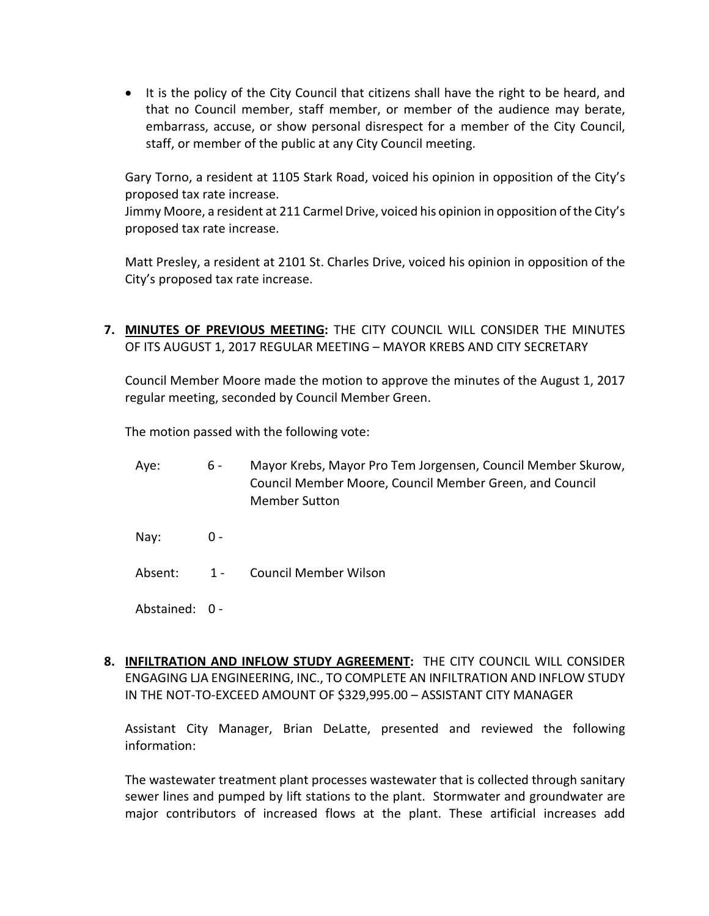- It is the policy of the City Council that citizens shall have the right to be heard, and that no Council member, staff member, or member of the audience may berate, embarrass, accuse, or show personal disrespect for a member of the City Council, staff, or member of the public at any City Council meeting.

Gary Torno, a resident at 1105 Stark Road, voiced his opinion in opposition of the City's proposed tax rate increase.
Jimmy Moore, a resident at 211 Carmel Drive, voiced his opinion in opposition of the City's proposed tax rate increase.

Matt Presley, a resident at 2101 St. Charles Drive, voiced his opinion in opposition of the City's proposed tax rate increase.

**7. <u>MINUTES OF PREVIOUS MEETING</u>:** THE CITY COUNCIL WILL CONSIDER THE MINUTES OF ITS AUGUST 1, 2017 REGULAR MEETING – MAYOR KREBS AND CITY SECRETARY

Council Member Moore made the motion to approve the minutes of the August 1, 2017 regular meeting, seconded by Council Member Green.

The motion passed with the following vote:

| | | |
|---|---|---|
| Aye: | 6 - | Mayor Krebs, Mayor Pro Tem Jorgensen, Council Member Skurow, Council Member Moore, Council Member Green, and Council Member Sutton |
| Nay: | 0 - | |
| Absent: | 1 - | Council Member Wilson |
| Abstained: | 0 - | |

**8. <u>INFILTRATION AND INFLOW STUDY AGREEMENT</u>:** THE CITY COUNCIL WILL CONSIDER ENGAGING LJA ENGINEERING, INC., TO COMPLETE AN INFILTRATION AND INFLOW STUDY IN THE NOT-TO-EXCEED AMOUNT OF $329,995.00 – ASSISTANT CITY MANAGER

Assistant City Manager, Brian DeLatte, presented and reviewed the following information:

The wastewater treatment plant processes wastewater that is collected through sanitary sewer lines and pumped by lift stations to the plant. Stormwater and groundwater are major contributors of increased flows at the plant. These artificial increases add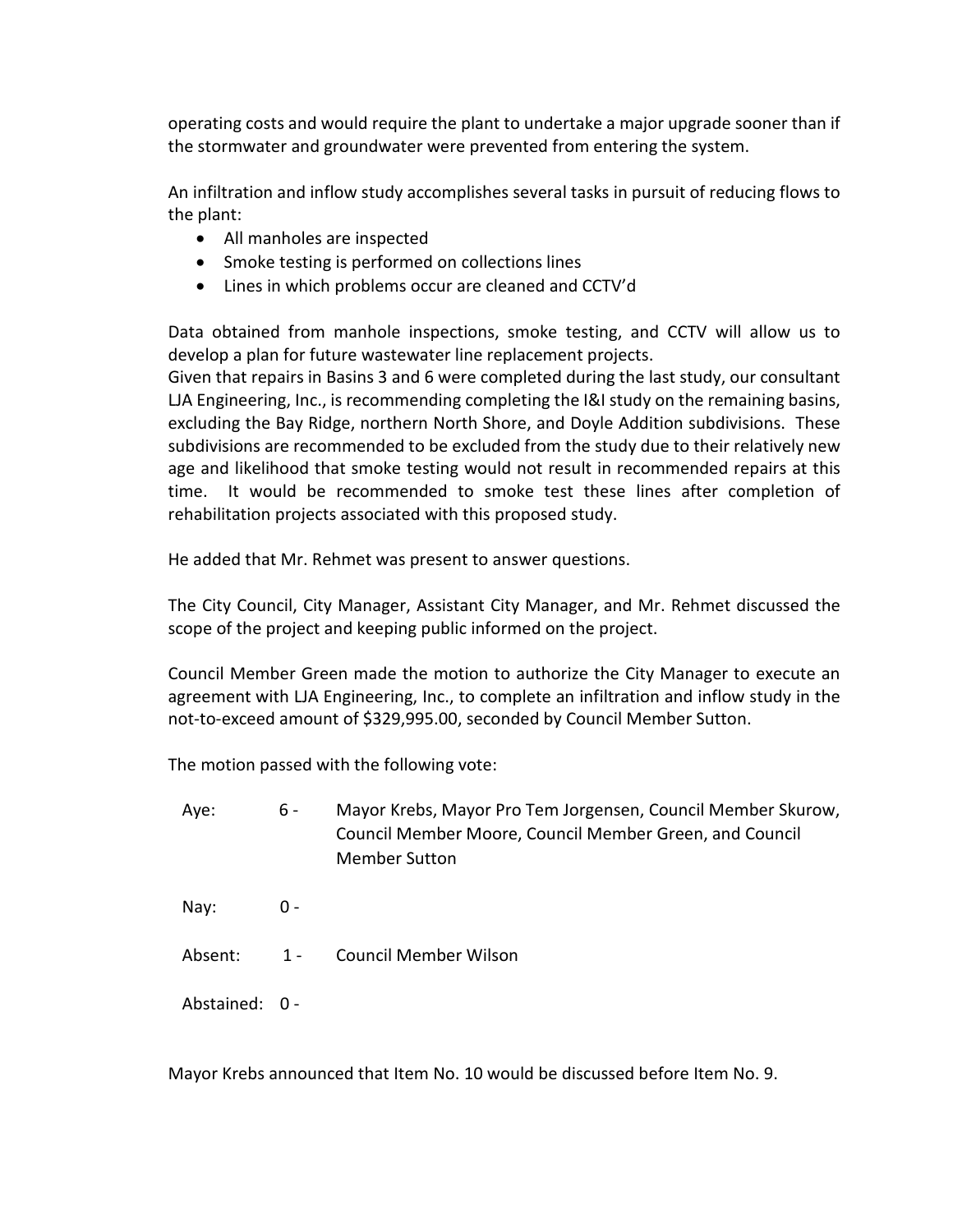operating costs and would require the plant to undertake a major upgrade sooner than if the stormwater and groundwater were prevented from entering the system.

An infiltration and inflow study accomplishes several tasks in pursuit of reducing flows to the plant:

- All manholes are inspected
- Smoke testing is performed on collections lines
- Lines in which problems occur are cleaned and CCTV'd

Data obtained from manhole inspections, smoke testing, and CCTV will allow us to develop a plan for future wastewater line replacement projects.
Given that repairs in Basins 3 and 6 were completed during the last study, our consultant LJA Engineering, Inc., is recommending completing the I&I study on the remaining basins, excluding the Bay Ridge, northern North Shore, and Doyle Addition subdivisions. These subdivisions are recommended to be excluded from the study due to their relatively new age and likelihood that smoke testing would not result in recommended repairs at this time. It would be recommended to smoke test these lines after completion of rehabilitation projects associated with this proposed study.

He added that Mr. Rehmet was present to answer questions.

The City Council, City Manager, Assistant City Manager, and Mr. Rehmet discussed the scope of the project and keeping public informed on the project.

Council Member Green made the motion to authorize the City Manager to execute an agreement with LJA Engineering, Inc., to complete an infiltration and inflow study in the not-to-exceed amount of $329,995.00, seconded by Council Member Sutton.

The motion passed with the following vote:

| | | |
|---|---|---|
| Aye: | 6 - | Mayor Krebs, Mayor Pro Tem Jorgensen, Council Member Skurow, Council Member Moore, Council Member Green, and Council Member Sutton |
| Nay: | 0 - | |
| Absent: | 1 - | Council Member Wilson |
| Abstained: | 0 - | |

Mayor Krebs announced that Item No. 10 would be discussed before Item No. 9.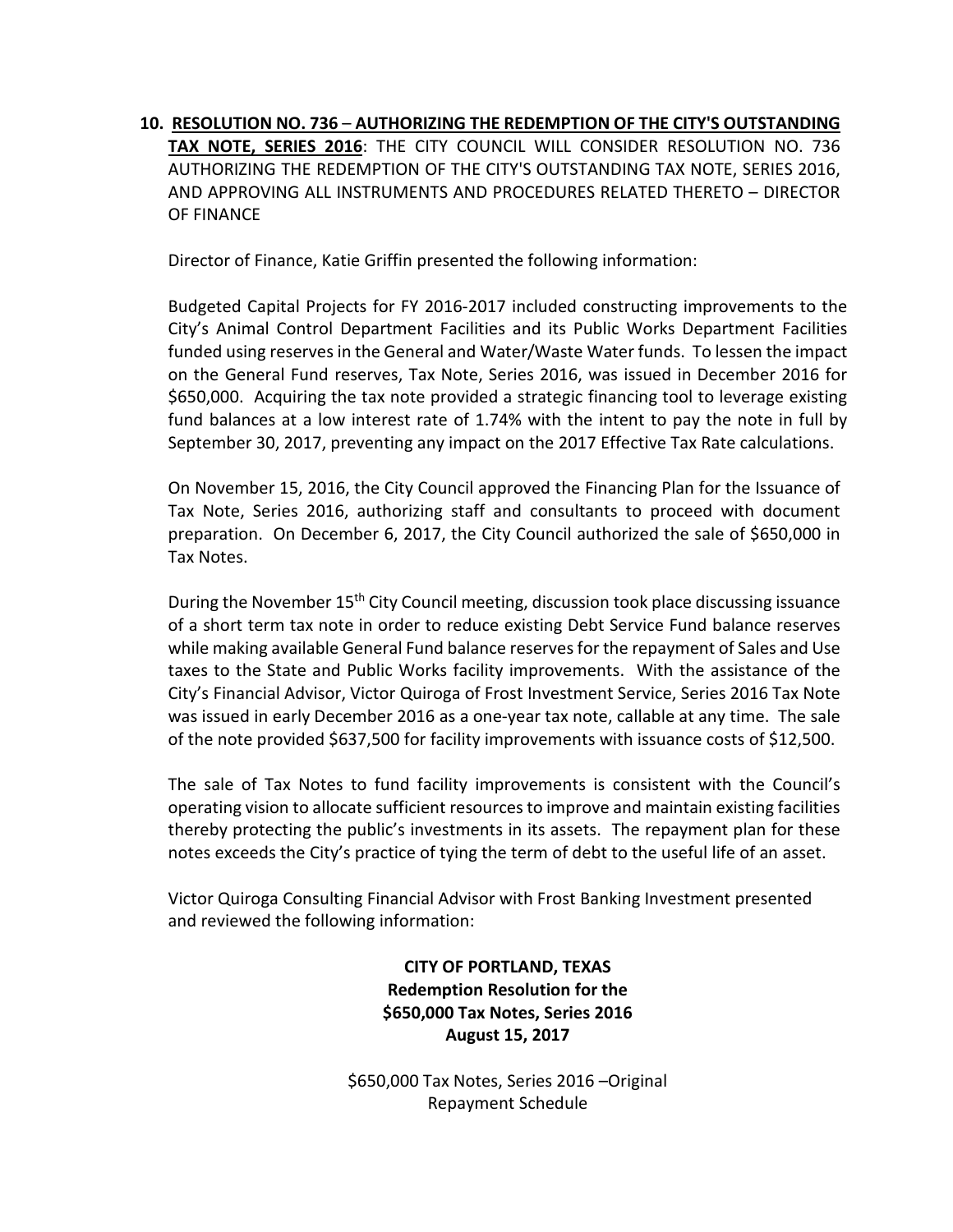**10. <u>RESOLUTION NO. 736 – AUTHORIZING THE REDEMPTION OF THE CITY'S OUTSTANDING TAX NOTE, SERIES 2016</u>**: THE CITY COUNCIL WILL CONSIDER RESOLUTION NO. 736 AUTHORIZING THE REDEMPTION OF THE CITY'S OUTSTANDING TAX NOTE, SERIES 2016, AND APPROVING ALL INSTRUMENTS AND PROCEDURES RELATED THERETO – DIRECTOR OF FINANCE

Director of Finance, Katie Griffin presented the following information:

Budgeted Capital Projects for FY 2016-2017 included constructing improvements to the City's Animal Control Department Facilities and its Public Works Department Facilities funded using reserves in the General and Water/Waste Water funds. To lessen the impact on the General Fund reserves, Tax Note, Series 2016, was issued in December 2016 for $650,000. Acquiring the tax note provided a strategic financing tool to leverage existing fund balances at a low interest rate of 1.74% with the intent to pay the note in full by September 30, 2017, preventing any impact on the 2017 Effective Tax Rate calculations.

On November 15, 2016, the City Council approved the Financing Plan for the Issuance of Tax Note, Series 2016, authorizing staff and consultants to proceed with document preparation. On December 6, 2017, the City Council authorized the sale of $650,000 in Tax Notes.

During the November 15th City Council meeting, discussion took place discussing issuance of a short term tax note in order to reduce existing Debt Service Fund balance reserves while making available General Fund balance reserves for the repayment of Sales and Use taxes to the State and Public Works facility improvements. With the assistance of the City's Financial Advisor, Victor Quiroga of Frost Investment Service, Series 2016 Tax Note was issued in early December 2016 as a one-year tax note, callable at any time. The sale of the note provided $637,500 for facility improvements with issuance costs of $12,500.

The sale of Tax Notes to fund facility improvements is consistent with the Council's operating vision to allocate sufficient resources to improve and maintain existing facilities thereby protecting the public's investments in its assets. The repayment plan for these notes exceeds the City's practice of tying the term of debt to the useful life of an asset.

Victor Quiroga Consulting Financial Advisor with Frost Banking Investment presented and reviewed the following information:

**CITY OF PORTLAND, TEXAS**
**Redemption Resolution for the**
**$650,000 Tax Notes, Series 2016**
**August 15, 2017**

$650,000 Tax Notes, Series 2016 –Original
Repayment Schedule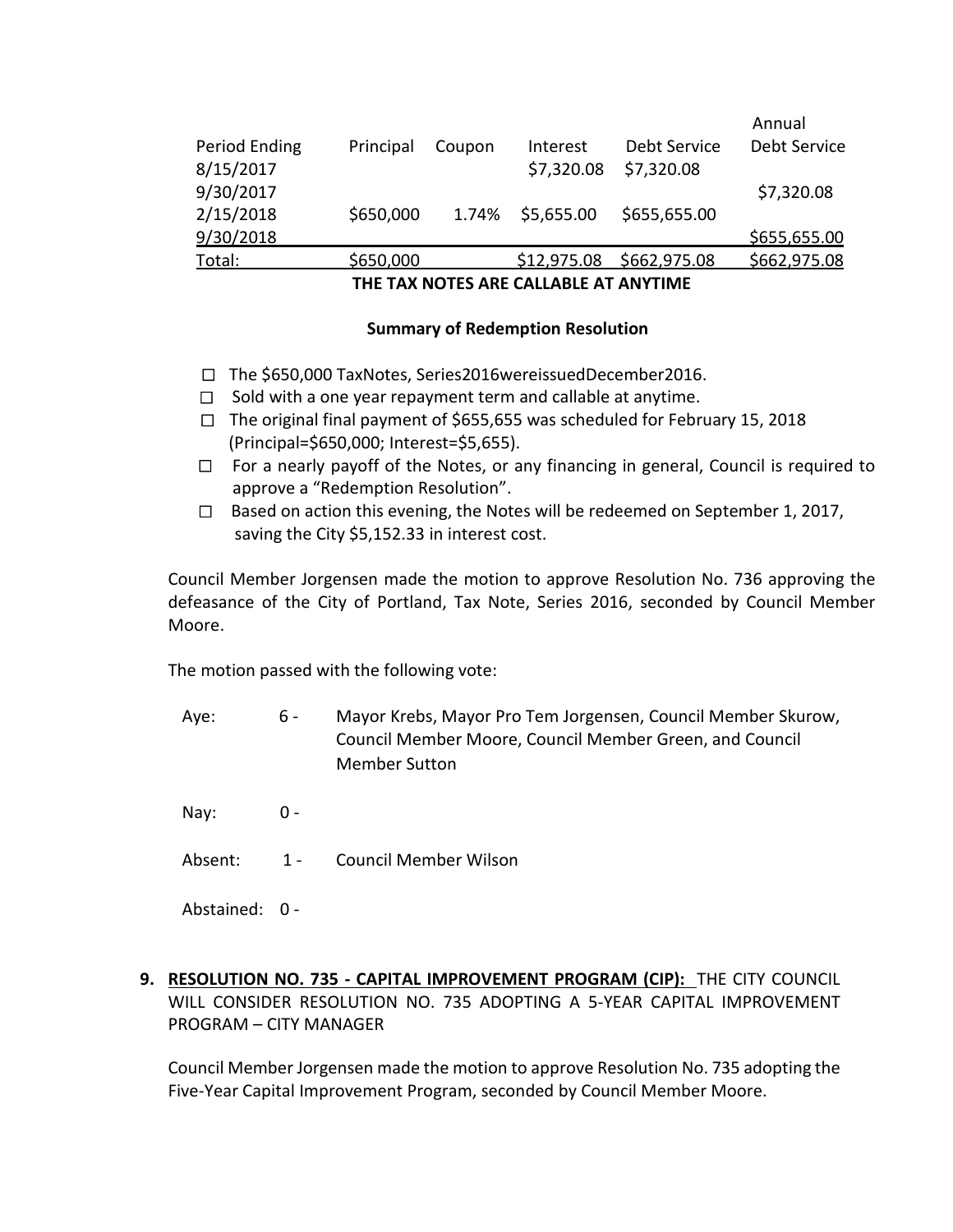| Period Ending | Principal | Coupon | Interest | Debt Service | Annual Debt Service |
|---|---|---|---|---|---|
| 8/15/2017 | | | $7,320.08 | $7,320.08 | |
| 9/30/2017 | | | | | $7,320.08 |
| 2/15/2018 | $650,000 | 1.74% | $5,655.00 | $655,655.00 | |
| 9/30/2018 | | | | | $655,655.00 |
| Total: | $650,000 | | $12,975.08 | $662,975.08 | $662,975.08 |

**THE TAX NOTES ARE CALLABLE AT ANYTIME**

**Summary of Redemption Resolution**

- ☐ The $650,000 TaxNotes, Series2016wereissuedDecember2016.
- ☐ Sold with a one year repayment term and callable at anytime.
- ☐ The original final payment of $655,655 was scheduled for February 15, 2018 (Principal=$650,000; Interest=$5,655).
- ☐ For a nearly payoff of the Notes, or any financing in general, Council is required to approve a "Redemption Resolution".
- ☐ Based on action this evening, the Notes will be redeemed on September 1, 2017, saving the City $5,152.33 in interest cost.

Council Member Jorgensen made the motion to approve Resolution No. 736 approving the defeasance of the City of Portland, Tax Note, Series 2016, seconded by Council Member Moore.

The motion passed with the following vote:

Aye: 6 - Mayor Krebs, Mayor Pro Tem Jorgensen, Council Member Skurow, Council Member Moore, Council Member Green, and Council Member Sutton

Nay: 0 -

Absent: 1 - Council Member Wilson

Abstained: 0 -

**9. RESOLUTION NO. 735 - CAPITAL IMPROVEMENT PROGRAM (CIP):** THE CITY COUNCIL WILL CONSIDER RESOLUTION NO. 735 ADOPTING A 5-YEAR CAPITAL IMPROVEMENT PROGRAM – CITY MANAGER

Council Member Jorgensen made the motion to approve Resolution No. 735 adopting the Five-Year Capital Improvement Program, seconded by Council Member Moore.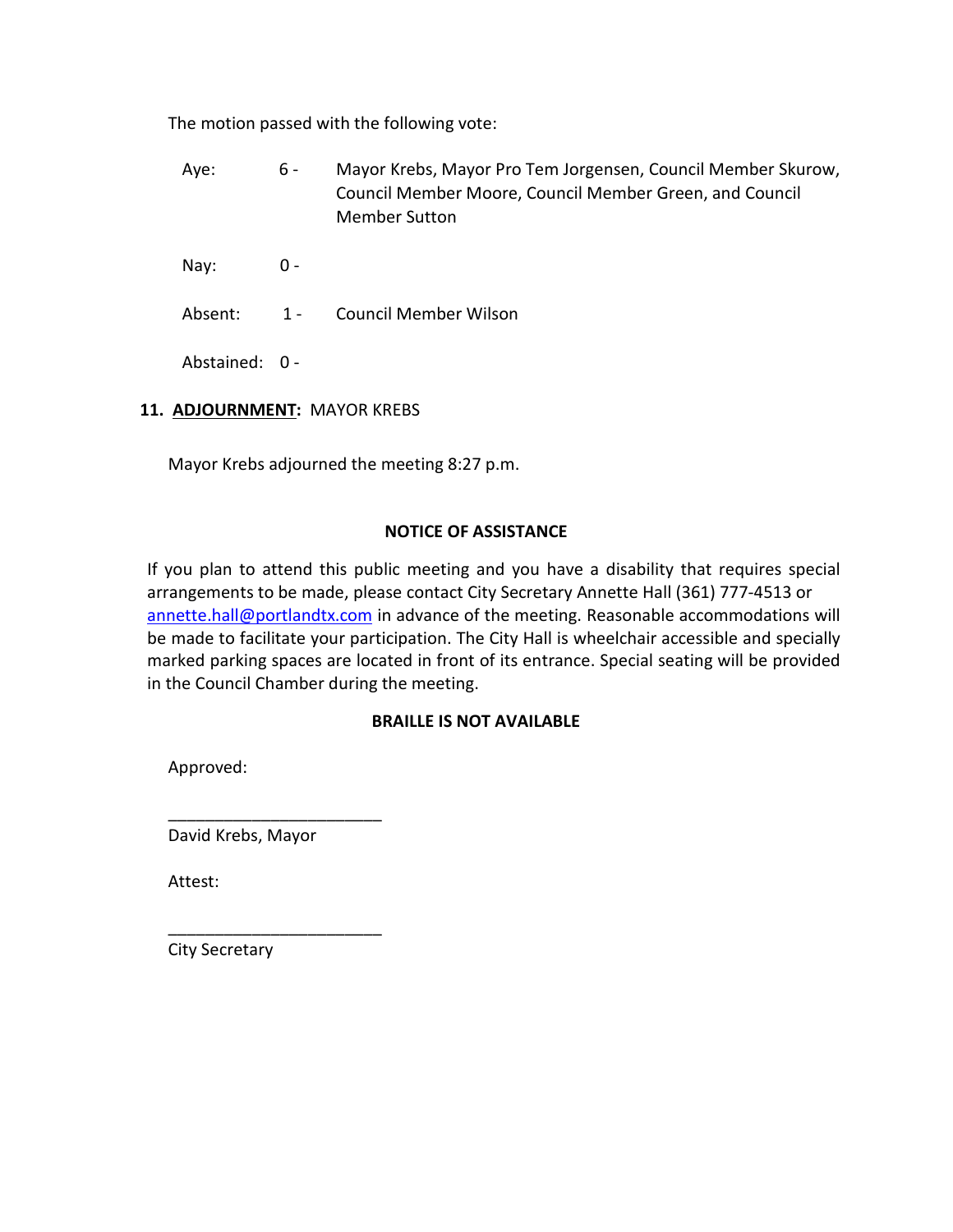The motion passed with the following vote:

| | | |
|---|---|---|
| Aye: | 6 - | Mayor Krebs, Mayor Pro Tem Jorgensen, Council Member Skurow, Council Member Moore, Council Member Green, and Council Member Sutton |
| Nay: | 0 - | |
| Absent: | 1 - | Council Member Wilson |
| Abstained: | 0 - | |

**11. <u>ADJOURNMENT</u>:** MAYOR KREBS

Mayor Krebs adjourned the meeting 8:27 p.m.

**NOTICE OF ASSISTANCE**

If you plan to attend this public meeting and you have a disability that requires special arrangements to be made, please contact City Secretary Annette Hall (361) 777-4513 or annette.hall@portlandtx.com in advance of the meeting. Reasonable accommodations will be made to facilitate your participation. The City Hall is wheelchair accessible and specially marked parking spaces are located in front of its entrance. Special seating will be provided in the Council Chamber during the meeting.

**BRAILLE IS NOT AVAILABLE**

Approved:

_______________________
David Krebs, Mayor

Attest:

_______________________
City Secretary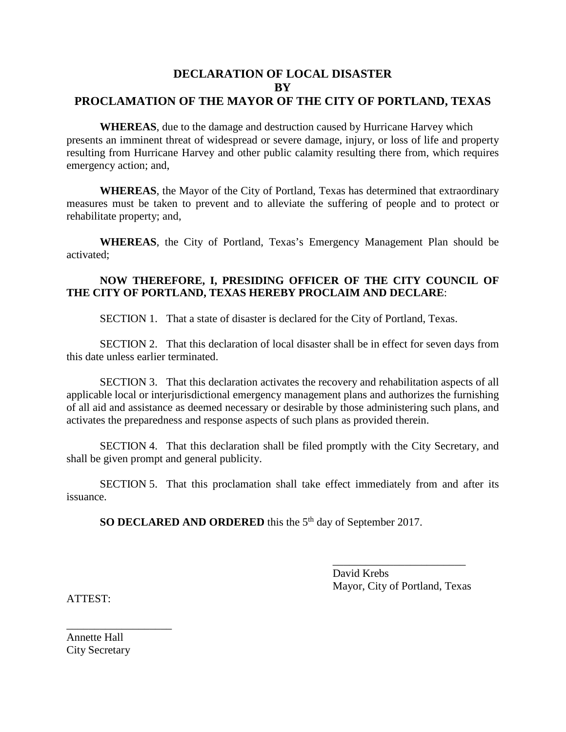# DECLARATION OF LOCAL DISASTER
# BY
# PROCLAMATION OF THE MAYOR OF THE CITY OF PORTLAND, TEXAS

**WHEREAS**, due to the damage and destruction caused by Hurricane Harvey which presents an imminent threat of widespread or severe damage, injury, or loss of life and property resulting from Hurricane Harvey and other public calamity resulting there from, which requires emergency action; and,

**WHEREAS**, the Mayor of the City of Portland, Texas has determined that extraordinary measures must be taken to prevent and to alleviate the suffering of people and to protect or rehabilitate property; and,

**WHEREAS**, the City of Portland, Texas's Emergency Management Plan should be activated;

**NOW THEREFORE, I, PRESIDING OFFICER OF THE CITY COUNCIL OF THE CITY OF PORTLAND, TEXAS HEREBY PROCLAIM AND DECLARE**:

SECTION 1. That a state of disaster is declared for the City of Portland, Texas.

SECTION 2. That this declaration of local disaster shall be in effect for seven days from this date unless earlier terminated.

SECTION 3. That this declaration activates the recovery and rehabilitation aspects of all applicable local or interjurisdictional emergency management plans and authorizes the furnishing of all aid and assistance as deemed necessary or desirable by those administering such plans, and activates the preparedness and response aspects of such plans as provided therein.

SECTION 4. That this declaration shall be filed promptly with the City Secretary, and shall be given prompt and general publicity.

SECTION 5. That this proclamation shall take effect immediately from and after its issuance.

**SO DECLARED AND ORDERED** this the 5th day of September 2017.

________________________
David Krebs
Mayor, City of Portland, Texas

ATTEST:

___________________
Annette Hall
City Secretary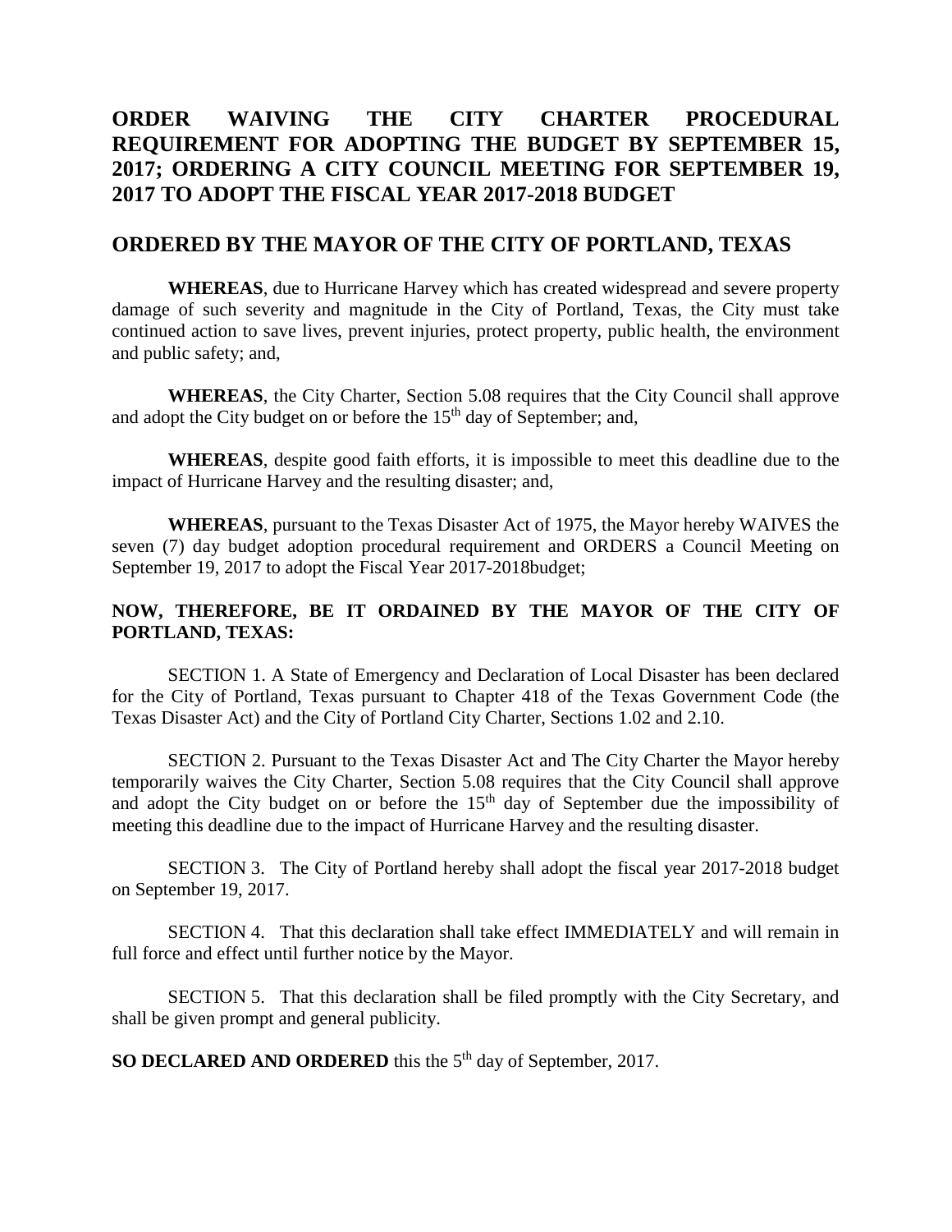# ORDER WAIVING THE CITY CHARTER PROCEDURAL REQUIREMENT FOR ADOPTING THE BUDGET BY SEPTEMBER 15, 2017; ORDERING A CITY COUNCIL MEETING FOR SEPTEMBER 19, 2017 TO ADOPT THE FISCAL YEAR 2017-2018 BUDGET

## ORDERED BY THE MAYOR OF THE CITY OF PORTLAND, TEXAS

**WHEREAS**, due to Hurricane Harvey which has created widespread and severe property damage of such severity and magnitude in the City of Portland, Texas, the City must take continued action to save lives, prevent injuries, protect property, public health, the environment and public safety; and,

**WHEREAS**, the City Charter, Section 5.08 requires that the City Council shall approve and adopt the City budget on or before the 15th day of September; and,

**WHEREAS**, despite good faith efforts, it is impossible to meet this deadline due to the impact of Hurricane Harvey and the resulting disaster; and,

**WHEREAS**, pursuant to the Texas Disaster Act of 1975, the Mayor hereby WAIVES the seven (7) day budget adoption procedural requirement and ORDERS a Council Meeting on September 19, 2017 to adopt the Fiscal Year 2017-2018budget;

**NOW, THEREFORE, BE IT ORDAINED BY THE MAYOR OF THE CITY OF PORTLAND, TEXAS:**

SECTION 1. A State of Emergency and Declaration of Local Disaster has been declared for the City of Portland, Texas pursuant to Chapter 418 of the Texas Government Code (the Texas Disaster Act) and the City of Portland City Charter, Sections 1.02 and 2.10.

SECTION 2. Pursuant to the Texas Disaster Act and The City Charter the Mayor hereby temporarily waives the City Charter, Section 5.08 requires that the City Council shall approve and adopt the City budget on or before the 15th day of September due the impossibility of meeting this deadline due to the impact of Hurricane Harvey and the resulting disaster.

SECTION 3. The City of Portland hereby shall adopt the fiscal year 2017-2018 budget on September 19, 2017.

SECTION 4. That this declaration shall take effect IMMEDIATELY and will remain in full force and effect until further notice by the Mayor.

SECTION 5. That this declaration shall be filed promptly with the City Secretary, and shall be given prompt and general publicity.

**SO DECLARED AND ORDERED** this the 5th day of September, 2017.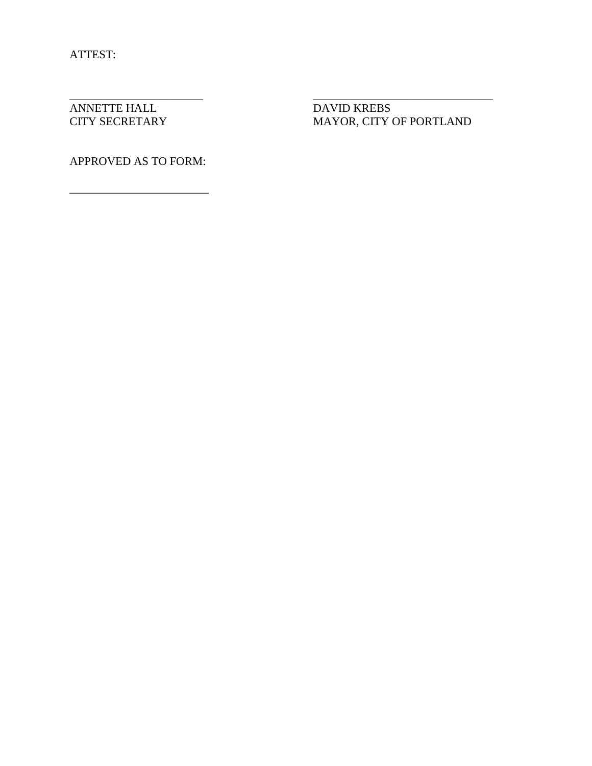ATTEST:

| | |
|---|---|
| ________________________ | ________________________________ |
| ANNETTE HALL | DAVID KREBS |
| CITY SECRETARY | MAYOR, CITY OF PORTLAND |

APPROVED AS TO FORM:

_________________________